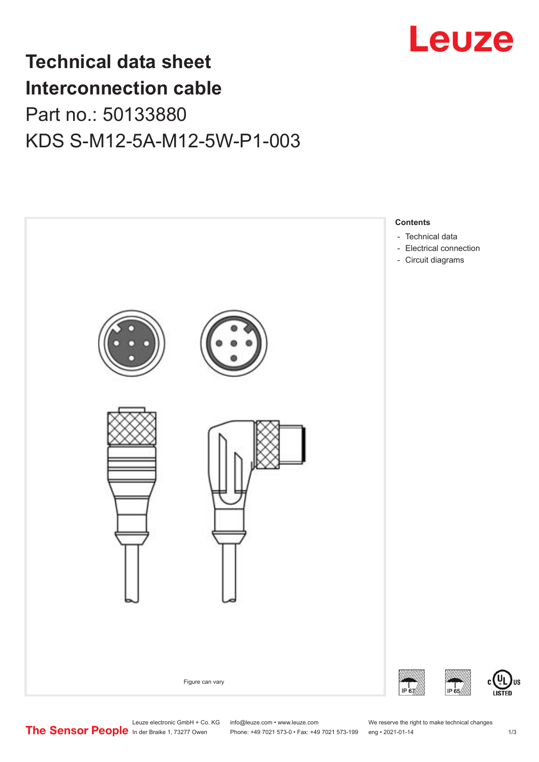# Technical data sheet
# Interconnection cable
## Part no.: 50133880
## KDS S-M12-5A-M12-5W-P1-003

Figure can vary

**Contents**

- Technical data
- Electrical connection
- Circuit diagrams

Leuze electronic GmbH + Co. KG
In der Braike 1, 73277 Owen

info@leuze.com • www.leuze.com
Phone: +49 7021 573-0 • Fax: +49 7021 573-199

We reserve the right to make technical changes
eng • 2021-01-14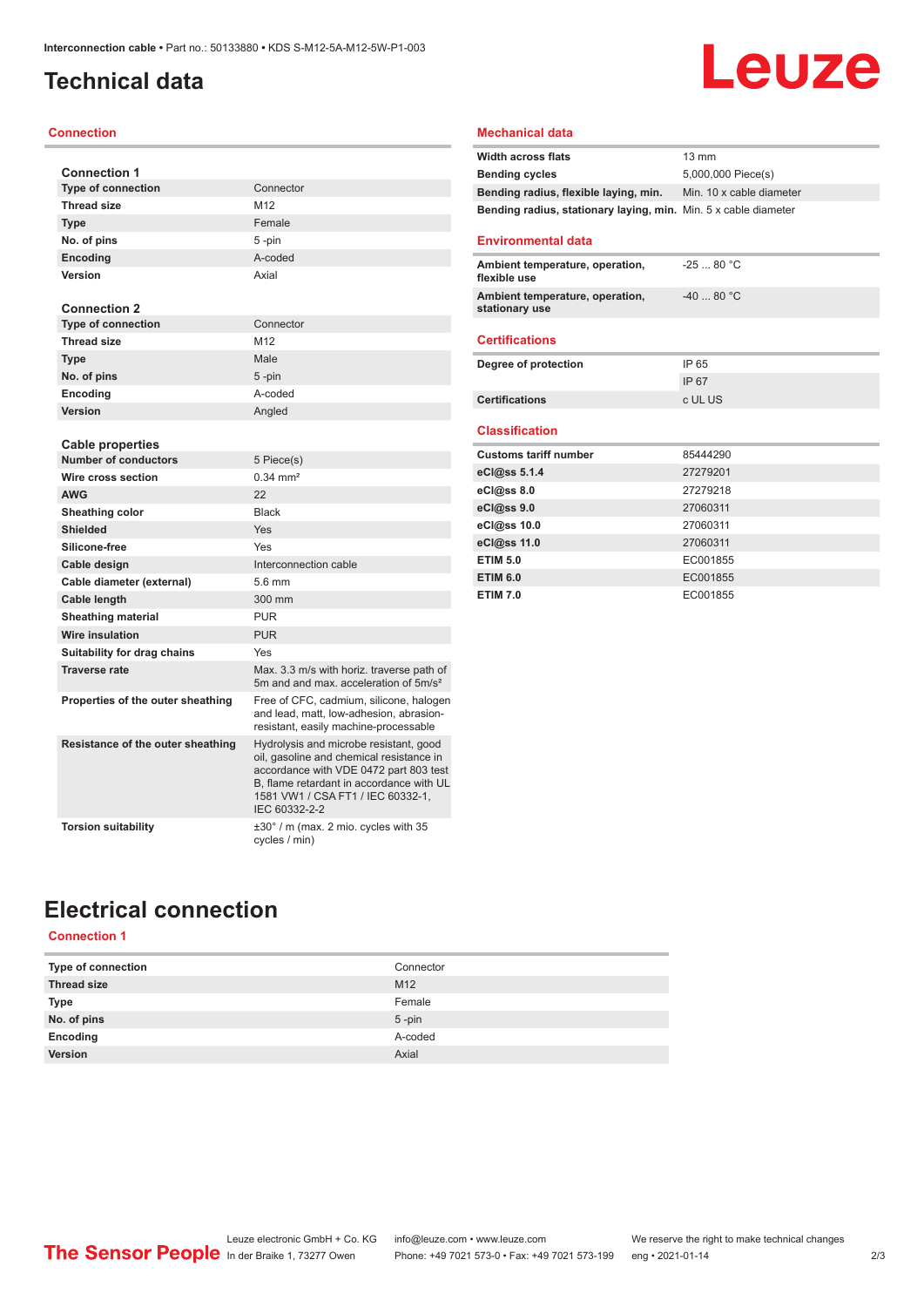# Technical data

## Connection

| Connection 1 | |
|---|---|
| **Type of connection** | Connector |
| **Thread size** | M12 |
| **Type** | Female |
| **No. of pins** | 5 -pin |
| **Encoding** | A-coded |
| **Version** | Axial |

| Connection 2 | |
|---|---|
| **Type of connection** | Connector |
| **Thread size** | M12 |
| **Type** | Male |
| **No. of pins** | 5 -pin |
| **Encoding** | A-coded |
| **Version** | Angled |

| Cable properties | |
|---|---|
| **Number of conductors** | 5 Piece(s) |
| **Wire cross section** | 0.34 mm² |
| **AWG** | 22 |
| **Sheathing color** | Black |
| **Shielded** | Yes |
| **Silicone-free** | Yes |
| **Cable design** | Interconnection cable |
| **Cable diameter (external)** | 5.6 mm |
| **Cable length** | 300 mm |
| **Sheathing material** | PUR |
| **Wire insulation** | PUR |
| **Suitability for drag chains** | Yes |
| **Traverse rate** | Max. 3.3 m/s with horiz. traverse path of 5m and and max. acceleration of 5m/s² |
| **Properties of the outer sheathing** | Free of CFC, cadmium, silicone, halogen and lead, matt, low-adhesion, abrasion-resistant, easily machine-processable |
| **Resistance of the outer sheathing** | Hydrolysis and microbe resistant, good oil, gasoline and chemical resistance in accordance with VDE 0472 part 803 test B, flame retardant in accordance with UL 1581 VW1 / CSA FT1 / IEC 60332-1, IEC 60332-2-2 |
| **Torsion suitability** | ±30° / m (max. 2 mio. cycles with 35 cycles / min) |

## Mechanical data

| | |
|---|---|
| **Width across flats** | 13 mm |
| **Bending cycles** | 5,000,000 Piece(s) |
| **Bending radius, flexible laying, min.** | Min. 10 x cable diameter |
| **Bending radius, stationary laying, min.** | Min. 5 x cable diameter |

## Environmental data

| | |
|---|---|
| **Ambient temperature, operation, flexible use** | -25 ... 80 °C |
| **Ambient temperature, operation, stationary use** | -40 ... 80 °C |

## Certifications

| | |
|---|---|
| **Degree of protection** | IP 65 |
| | IP 67 |
| **Certifications** | c UL US |

## Classification

| | |
|---|---|
| **Customs tariff number** | 85444290 |
| **eCl@ss 5.1.4** | 27279201 |
| **eCl@ss 8.0** | 27279218 |
| **eCl@ss 9.0** | 27060311 |
| **eCl@ss 10.0** | 27060311 |
| **eCl@ss 11.0** | 27060311 |
| **ETIM 5.0** | EC001855 |
| **ETIM 6.0** | EC001855 |
| **ETIM 7.0** | EC001855 |

# Electrical connection

## Connection 1

| | |
|---|---|
| **Type of connection** | Connector |
| **Thread size** | M12 |
| **Type** | Female |
| **No. of pins** | 5 -pin |
| **Encoding** | A-coded |
| **Version** | Axial |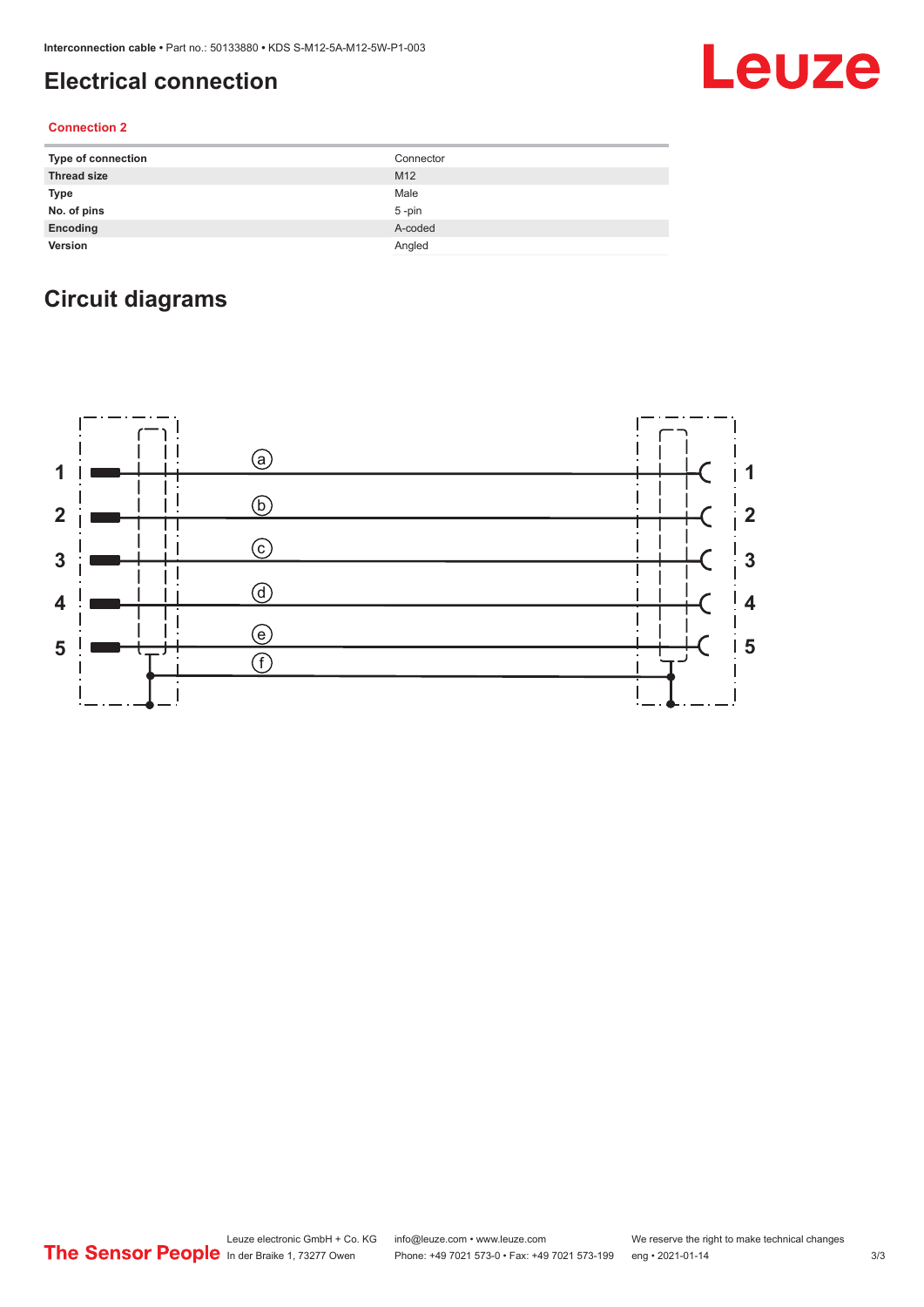## Electrical connection

### Connection 2

| | |
|---|---|
| **Type of connection** | Connector |
| **Thread size** | M12 |
| **Type** | Male |
| **No. of pins** | 5 -pin |
| **Encoding** | A-coded |
| **Version** | Angled |

## Circuit diagrams

1
2
3
4
5
a
b
c
d
e
f
1
2
3
4
5